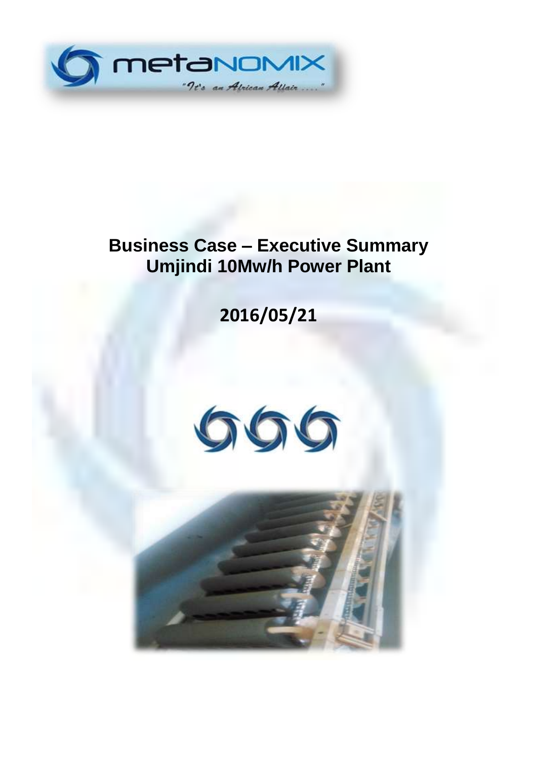# Business Case – Executive Summary
## Umjindi 10Mw/h Power Plant

**2016/05/21**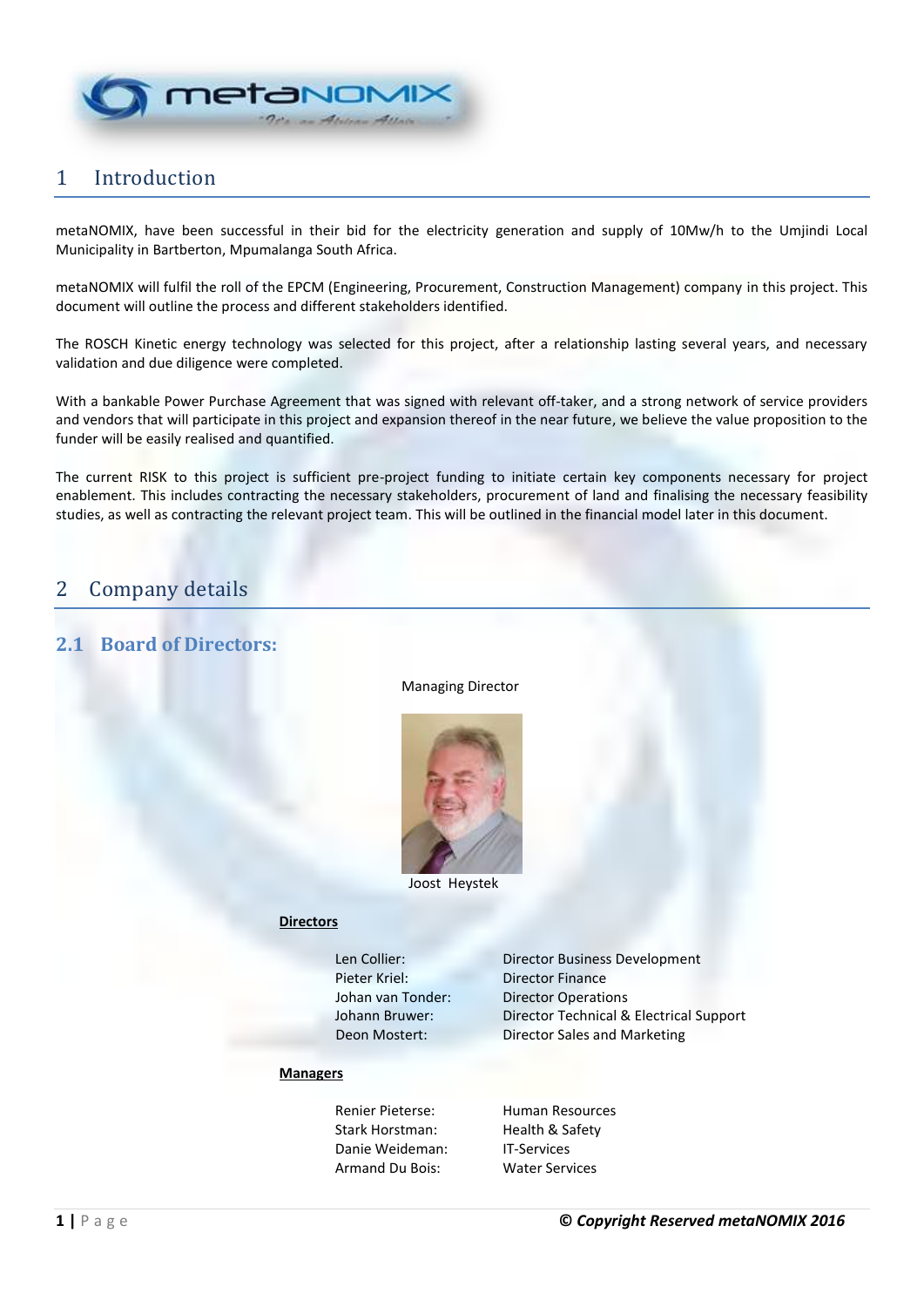# 1 Introduction

metaNOMIX, have been successful in their bid for the electricity generation and supply of 10Mw/h to the Umjindi Local Municipality in Bartberton, Mpumalanga South Africa.

metaNOMIX will fulfil the roll of the EPCM (Engineering, Procurement, Construction Management) company in this project. This document will outline the process and different stakeholders identified.

The ROSCH Kinetic energy technology was selected for this project, after a relationship lasting several years, and necessary validation and due diligence were completed.

With a bankable Power Purchase Agreement that was signed with relevant off-taker, and a strong network of service providers and vendors that will participate in this project and expansion thereof in the near future, we believe the value proposition to the funder will be easily realised and quantified.

The current RISK to this project is sufficient pre-project funding to initiate certain key components necessary for project enablement. This includes contracting the necessary stakeholders, procurement of land and finalising the necessary feasibility studies, as well as contracting the relevant project team. This will be outlined in the financial model later in this document.

# 2 Company details

## 2.1 Board of Directors:

Managing Director

Joost Heystek

**Directors**

| | |
|---|---|
| Len Collier: | Director Business Development |
| Pieter Kriel: | Director Finance |
| Johan van Tonder: | Director Operations |
| Johann Bruwer: | Director Technical & Electrical Support |
| Deon Mostert: | Director Sales and Marketing |

**Managers**

| | |
|---|---|
| Renier Pieterse: | Human Resources |
| Stark Horstman: | Health & Safety |
| Danie Weideman: | IT-Services |
| Armand Du Bois: | Water Services |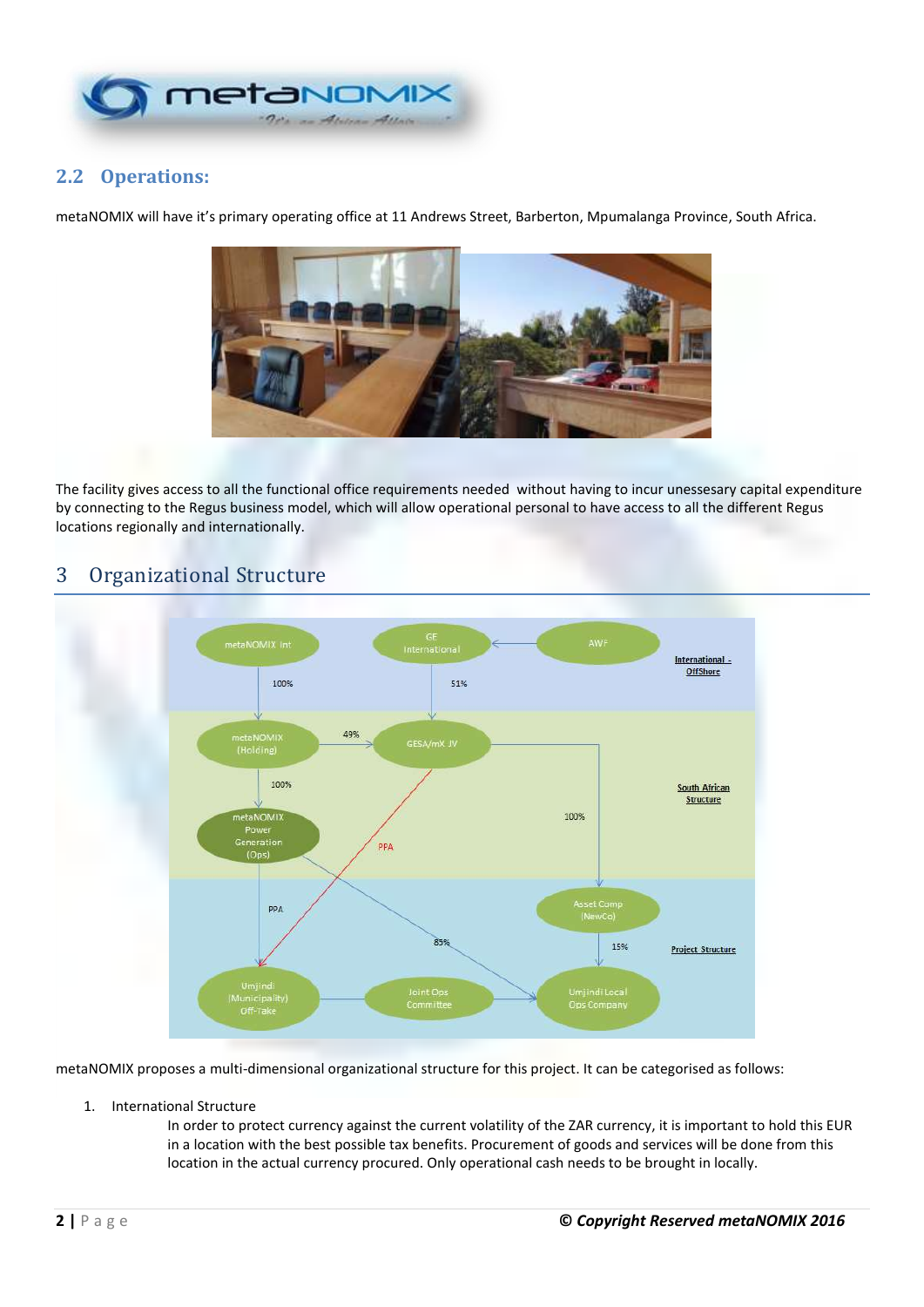## 2.2 Operations:

metaNOMIX will have it's primary operating office at 11 Andrews Street, Barberton, Mpumalanga Province, South Africa.

The facility gives access to all the functional office requirements needed without having to incur unessesary capital expenditure by connecting to the Regus business model, which will allow operational personal to have access to all the different Regus locations regionally and internationally.

# 3 Organizational Structure

metaNOMIX proposes a multi-dimensional organizational structure for this project. It can be categorised as follows:

1. International Structure

   In order to protect currency against the current volatility of the ZAR currency, it is important to hold this EUR in a location with the best possible tax benefits. Procurement of goods and services will be done from this location in the actual currency procured. Only operational cash needs to be brought in locally.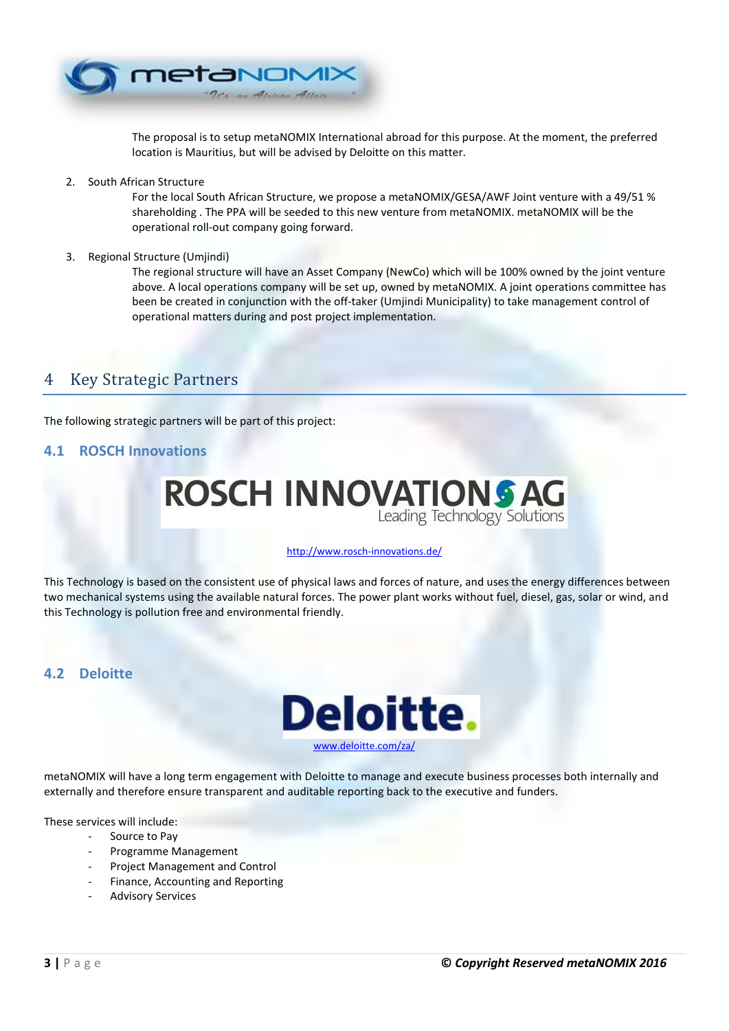The proposal is to setup metaNOMIX International abroad for this purpose. At the moment, the preferred location is Mauritius, but will be advised by Deloitte on this matter.

2. South African Structure

   For the local South African Structure, we propose a metaNOMIX/GESA/AWF Joint venture with a 49/51 % shareholding . The PPA will be seeded to this new venture from metaNOMIX. metaNOMIX will be the operational roll-out company going forward.

3. Regional Structure (Umjindi)

   The regional structure will have an Asset Company (NewCo) which will be 100% owned by the joint venture above. A local operations company will be set up, owned by metaNOMIX. A joint operations committee has been be created in conjunction with the off-taker (Umjindi Municipality) to take management control of operational matters during and post project implementation.

# 4 Key Strategic Partners

The following strategic partners will be part of this project:

## 4.1 ROSCH Innovations

ROSCH INNOVATIONS AG
Leading Technology Solutions

http://www.rosch-innovations.de/

This Technology is based on the consistent use of physical laws and forces of nature, and uses the energy differences between two mechanical systems using the available natural forces. The power plant works without fuel, diesel, gas, solar or wind, and this Technology is pollution free and environmental friendly.

## 4.2 Deloitte

Deloitte.

www.deloitte.com/za/

metaNOMIX will have a long term engagement with Deloitte to manage and execute business processes both internally and externally and therefore ensure transparent and auditable reporting back to the executive and funders.

These services will include:

- Source to Pay
- Programme Management
- Project Management and Control
- Finance, Accounting and Reporting
- Advisory Services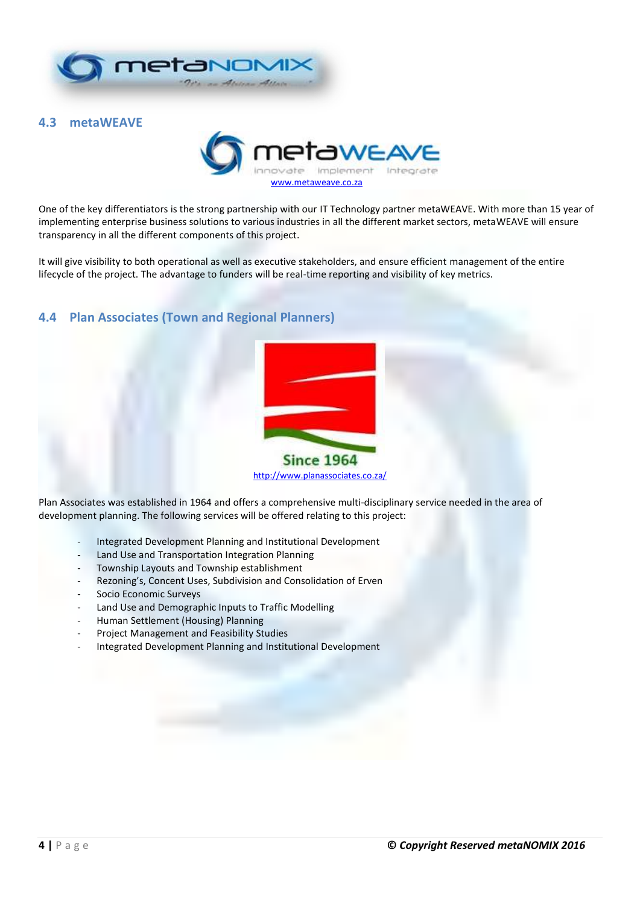## 4.3 metaWEAVE

www.metaweave.co.za

One of the key differentiators is the strong partnership with our IT Technology partner metaWEAVE. With more than 15 year of implementing enterprise business solutions to various industries in all the different market sectors, metaWEAVE will ensure transparency in all the different components of this project.

It will give visibility to both operational as well as executive stakeholders, and ensure efficient management of the entire lifecycle of the project. The advantage to funders will be real-time reporting and visibility of key metrics.

## 4.4 Plan Associates (Town and Regional Planners)

Since 1964

http://www.planassociates.co.za/

Plan Associates was established in 1964 and offers a comprehensive multi-disciplinary service needed in the area of development planning. The following services will be offered relating to this project:

- Integrated Development Planning and Institutional Development
- Land Use and Transportation Integration Planning
- Township Layouts and Township establishment
- Rezoning's, Concent Uses, Subdivision and Consolidation of Erven
- Socio Economic Surveys
- Land Use and Demographic Inputs to Traffic Modelling
- Human Settlement (Housing) Planning
- Project Management and Feasibility Studies
- Integrated Development Planning and Institutional Development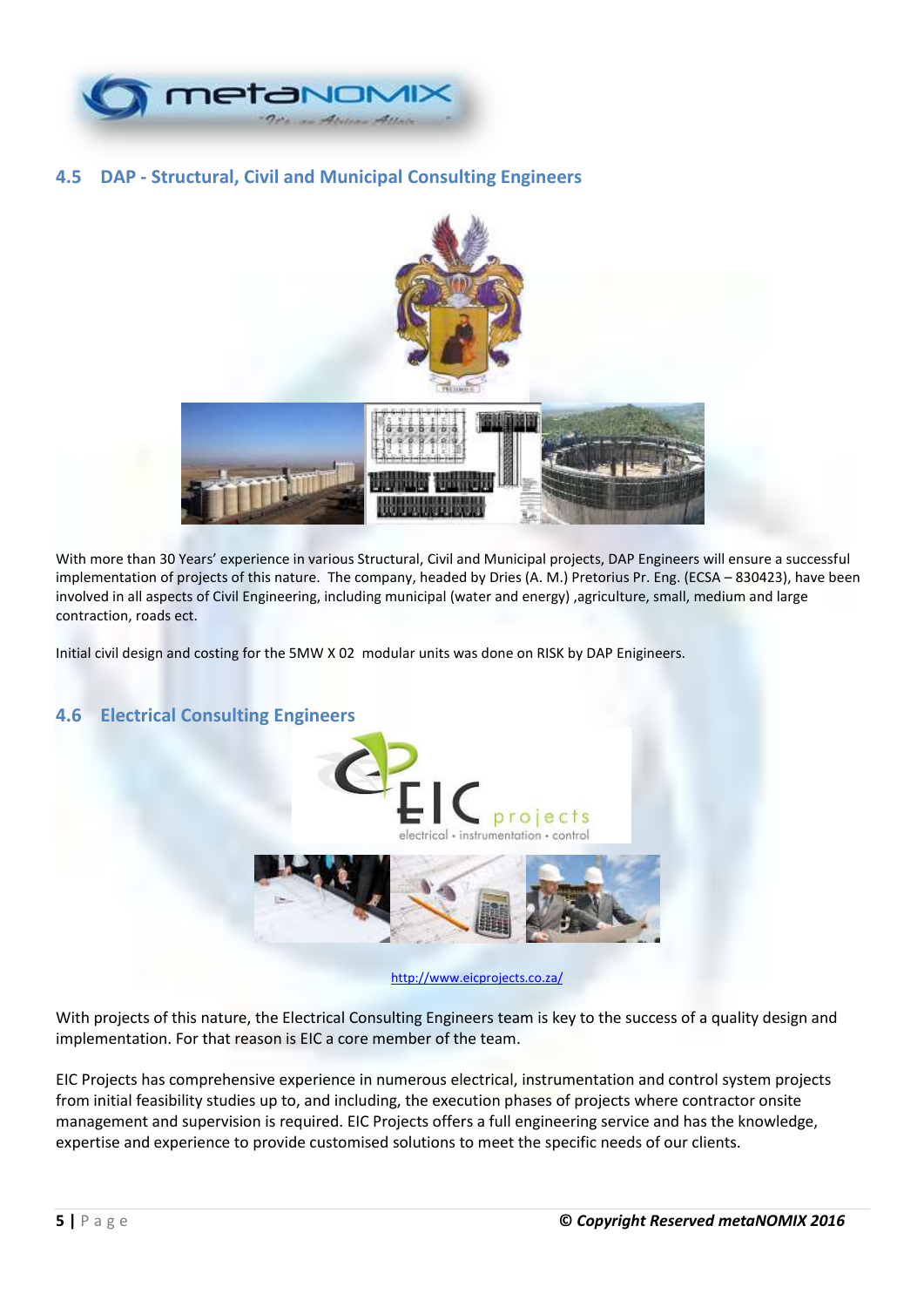## 4.5 DAP - Structural, Civil and Municipal Consulting Engineers

With more than 30 Years' experience in various Structural, Civil and Municipal projects, DAP Engineers will ensure a successful implementation of projects of this nature. The company, headed by Dries (A. M.) Pretorius Pr. Eng. (ECSA – 830423), have been involved in all aspects of Civil Engineering, including municipal (water and energy) ,agriculture, small, medium and large contraction, roads ect.

Initial civil design and costing for the 5MW X 02 modular units was done on RISK by DAP Enigineers.

## 4.6 Electrical Consulting Engineers

http://www.eicprojects.co.za/

With projects of this nature, the Electrical Consulting Engineers team is key to the success of a quality design and implementation. For that reason is EIC a core member of the team.

EIC Projects has comprehensive experience in numerous electrical, instrumentation and control system projects from initial feasibility studies up to, and including, the execution phases of projects where contractor onsite management and supervision is required. EIC Projects offers a full engineering service and has the knowledge, expertise and experience to provide customised solutions to meet the specific needs of our clients.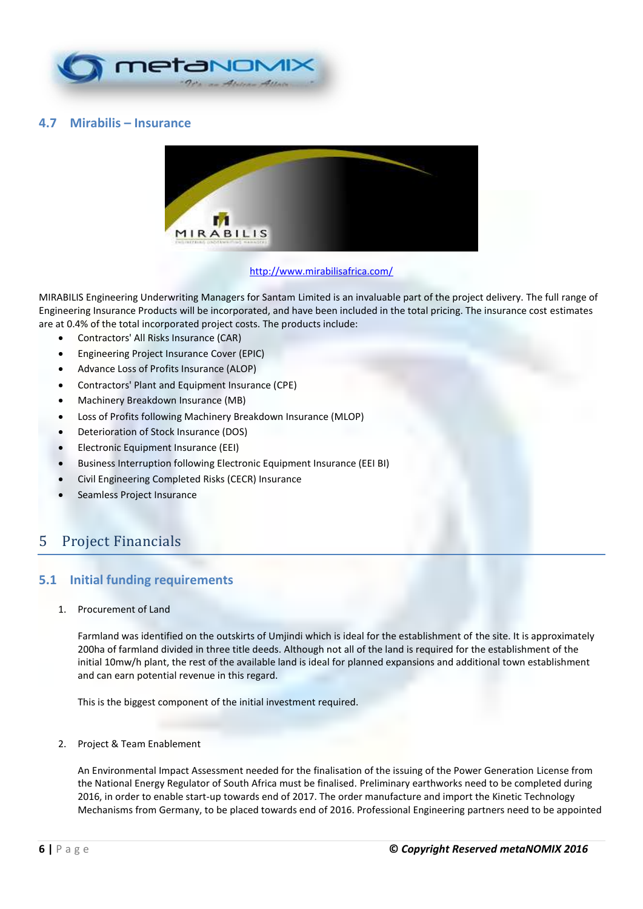## 4.7 Mirabilis – Insurance

http://www.mirabilisafrica.com/

MIRABILIS Engineering Underwriting Managers for Santam Limited is an invaluable part of the project delivery. The full range of Engineering Insurance Products will be incorporated, and have been included in the total pricing. The insurance cost estimates are at 0.4% of the total incorporated project costs. The products include:

- Contractors' All Risks Insurance (CAR)
- Engineering Project Insurance Cover (EPIC)
- Advance Loss of Profits Insurance (ALOP)
- Contractors' Plant and Equipment Insurance (CPE)
- Machinery Breakdown Insurance (MB)
- Loss of Profits following Machinery Breakdown Insurance (MLOP)
- Deterioration of Stock Insurance (DOS)
- Electronic Equipment Insurance (EEI)
- Business Interruption following Electronic Equipment Insurance (EEI BI)
- Civil Engineering Completed Risks (CECR) Insurance
- Seamless Project Insurance

# 5 Project Financials

## 5.1 Initial funding requirements

1. Procurement of Land

   Farmland was identified on the outskirts of Umjindi which is ideal for the establishment of the site. It is approximately 200ha of farmland divided in three title deeds. Although not all of the land is required for the establishment of the initial 10mw/h plant, the rest of the available land is ideal for planned expansions and additional town establishment and can earn potential revenue in this regard.

   This is the biggest component of the initial investment required.

2. Project & Team Enablement

   An Environmental Impact Assessment needed for the finalisation of the issuing of the Power Generation License from the National Energy Regulator of South Africa must be finalised. Preliminary earthworks need to be completed during 2016, in order to enable start-up towards end of 2017. The order manufacture and import the Kinetic Technology Mechanisms from Germany, to be placed towards end of 2016. Professional Engineering partners need to be appointed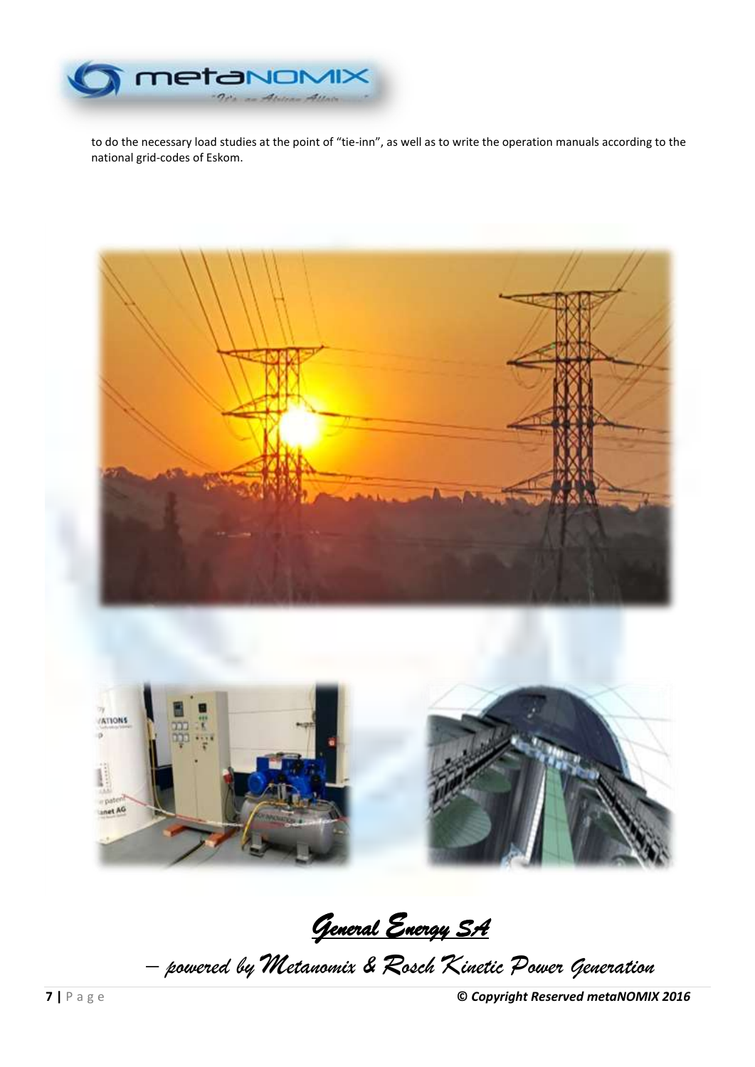to do the necessary load studies at the point of "tie-inn", as well as to write the operation manuals according to the national grid-codes of Eskom.

*General Energy SA*

*– powered by Metanomix & Rosch Kinetic Power Generation*